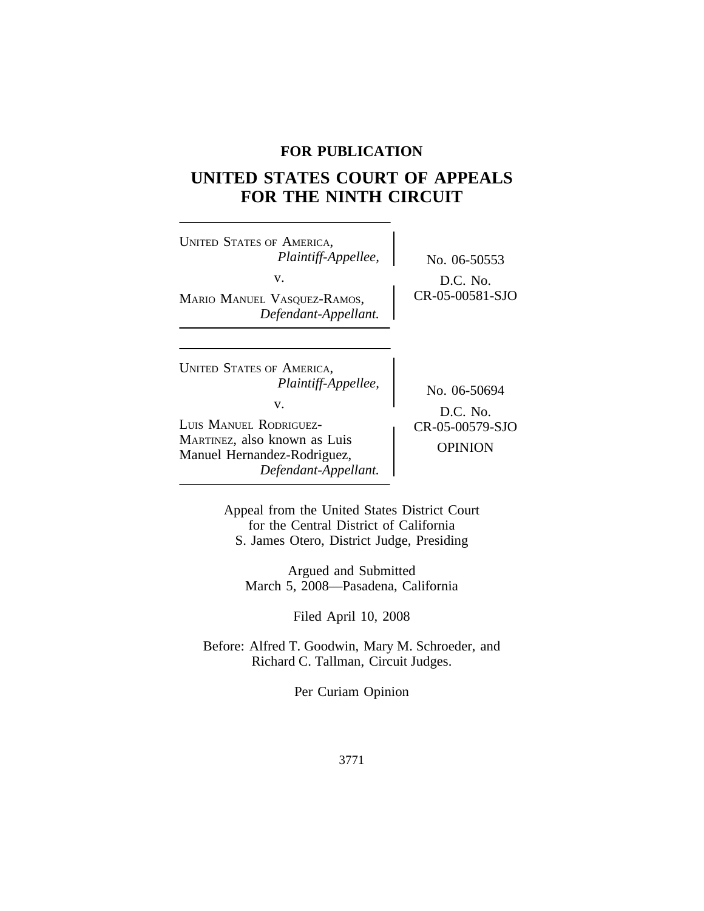**FOR PUBLICATION**

# UNITED STATES COURT OF APPEALS FOR THE NINTH CIRCUIT

UNITED STATES OF AMERICA,
*Plaintiff-Appellee,*
v.
MARIO MANUEL VASQUEZ-RAMOS,
*Defendant-Appellant.*

No. 06-50553
D.C. No. CR-05-00581-SJO

UNITED STATES OF AMERICA,
*Plaintiff-Appellee,*
v.
LUIS MANUEL RODRIGUEZ-MARTINEZ, also known as Luis Manuel Hernandez-Rodriguez,
*Defendant-Appellant.*

No. 06-50694
D.C. No. CR-05-00579-SJO
OPINION

Appeal from the United States District Court for the Central District of California
S. James Otero, District Judge, Presiding

Argued and Submitted
March 5, 2008—Pasadena, California

Filed April 10, 2008

Before: Alfred T. Goodwin, Mary M. Schroeder, and Richard C. Tallman, Circuit Judges.

Per Curiam Opinion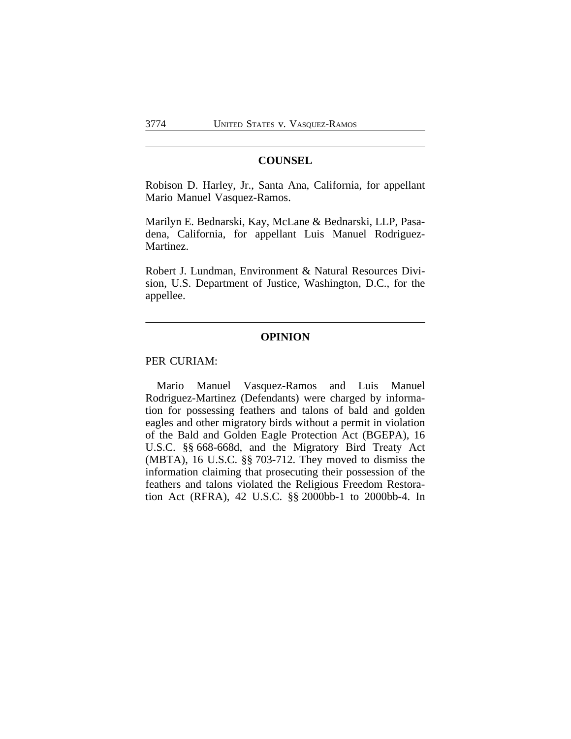## COUNSEL

Robison D. Harley, Jr., Santa Ana, California, for appellant Mario Manuel Vasquez-Ramos.

Marilyn E. Bednarski, Kay, McLane & Bednarski, LLP, Pasadena, California, for appellant Luis Manuel Rodriguez-Martinez.

Robert J. Lundman, Environment & Natural Resources Division, U.S. Department of Justice, Washington, D.C., for the appellee.

## OPINION

PER CURIAM:

Mario Manuel Vasquez-Ramos and Luis Manuel Rodriguez-Martinez (Defendants) were charged by information for possessing feathers and talons of bald and golden eagles and other migratory birds without a permit in violation of the Bald and Golden Eagle Protection Act (BGEPA), 16 U.S.C. §§ 668-668d, and the Migratory Bird Treaty Act (MBTA), 16 U.S.C. §§ 703-712. They moved to dismiss the information claiming that prosecuting their possession of the feathers and talons violated the Religious Freedom Restoration Act (RFRA), 42 U.S.C. §§ 2000bb-1 to 2000bb-4. In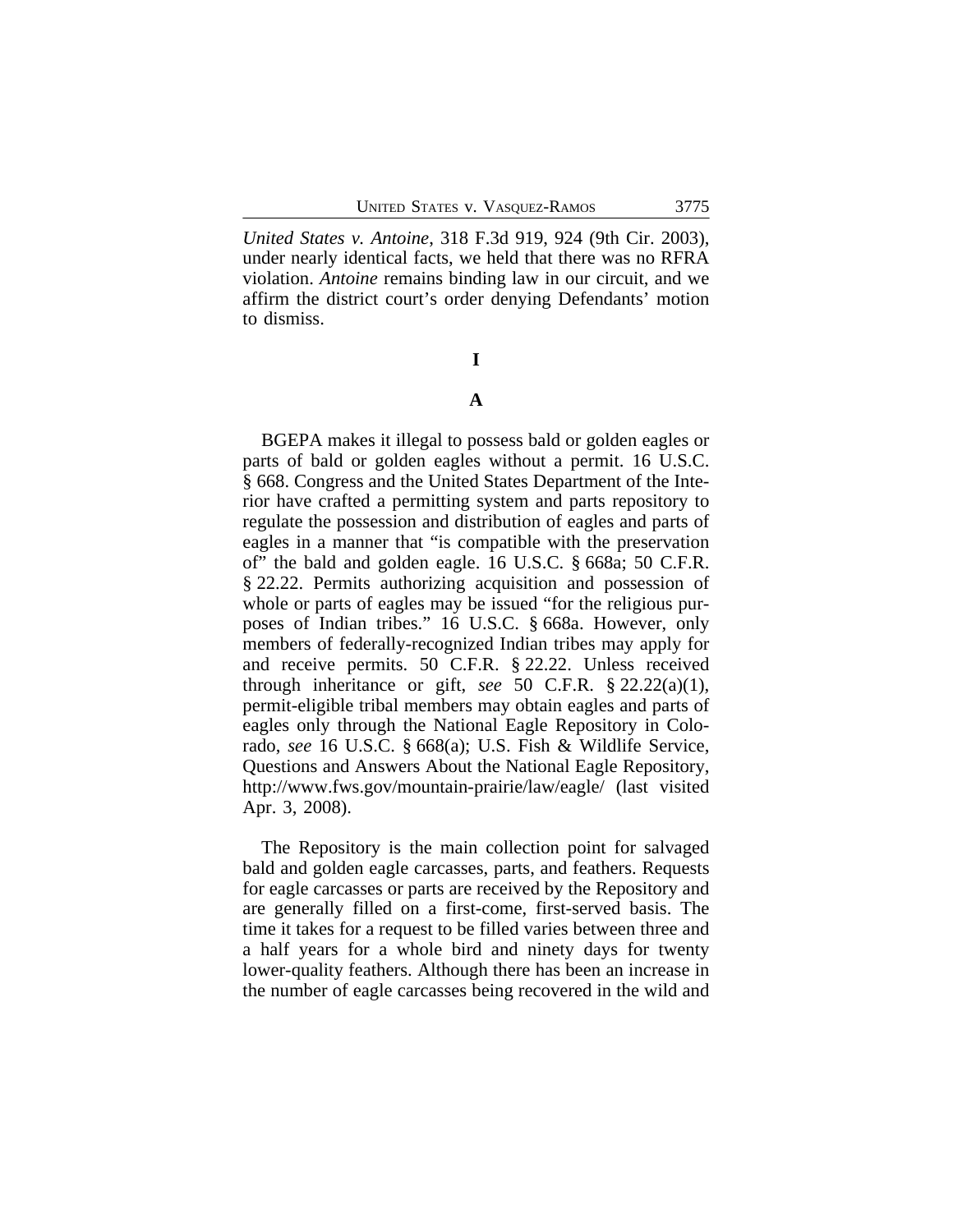*United States v. Antoine*, 318 F.3d 919, 924 (9th Cir. 2003), under nearly identical facts, we held that there was no RFRA violation. *Antoine* remains binding law in our circuit, and we affirm the district court's order denying Defendants' motion to dismiss.

# I

## A

BGEPA makes it illegal to possess bald or golden eagles or parts of bald or golden eagles without a permit. 16 U.S.C. § 668. Congress and the United States Department of the Interior have crafted a permitting system and parts repository to regulate the possession and distribution of eagles and parts of eagles in a manner that "is compatible with the preservation of" the bald and golden eagle. 16 U.S.C. § 668a; 50 C.F.R. § 22.22. Permits authorizing acquisition and possession of whole or parts of eagles may be issued "for the religious purposes of Indian tribes." 16 U.S.C. § 668a. However, only members of federally-recognized Indian tribes may apply for and receive permits. 50 C.F.R. § 22.22. Unless received through inheritance or gift, *see* 50 C.F.R. § 22.22(a)(1), permit-eligible tribal members may obtain eagles and parts of eagles only through the National Eagle Repository in Colorado, *see* 16 U.S.C. § 668(a); U.S. Fish & Wildlife Service, Questions and Answers About the National Eagle Repository, http://www.fws.gov/mountain-prairie/law/eagle/ (last visited Apr. 3, 2008).

The Repository is the main collection point for salvaged bald and golden eagle carcasses, parts, and feathers. Requests for eagle carcasses or parts are received by the Repository and are generally filled on a first-come, first-served basis. The time it takes for a request to be filled varies between three and a half years for a whole bird and ninety days for twenty lower-quality feathers. Although there has been an increase in the number of eagle carcasses being recovered in the wild and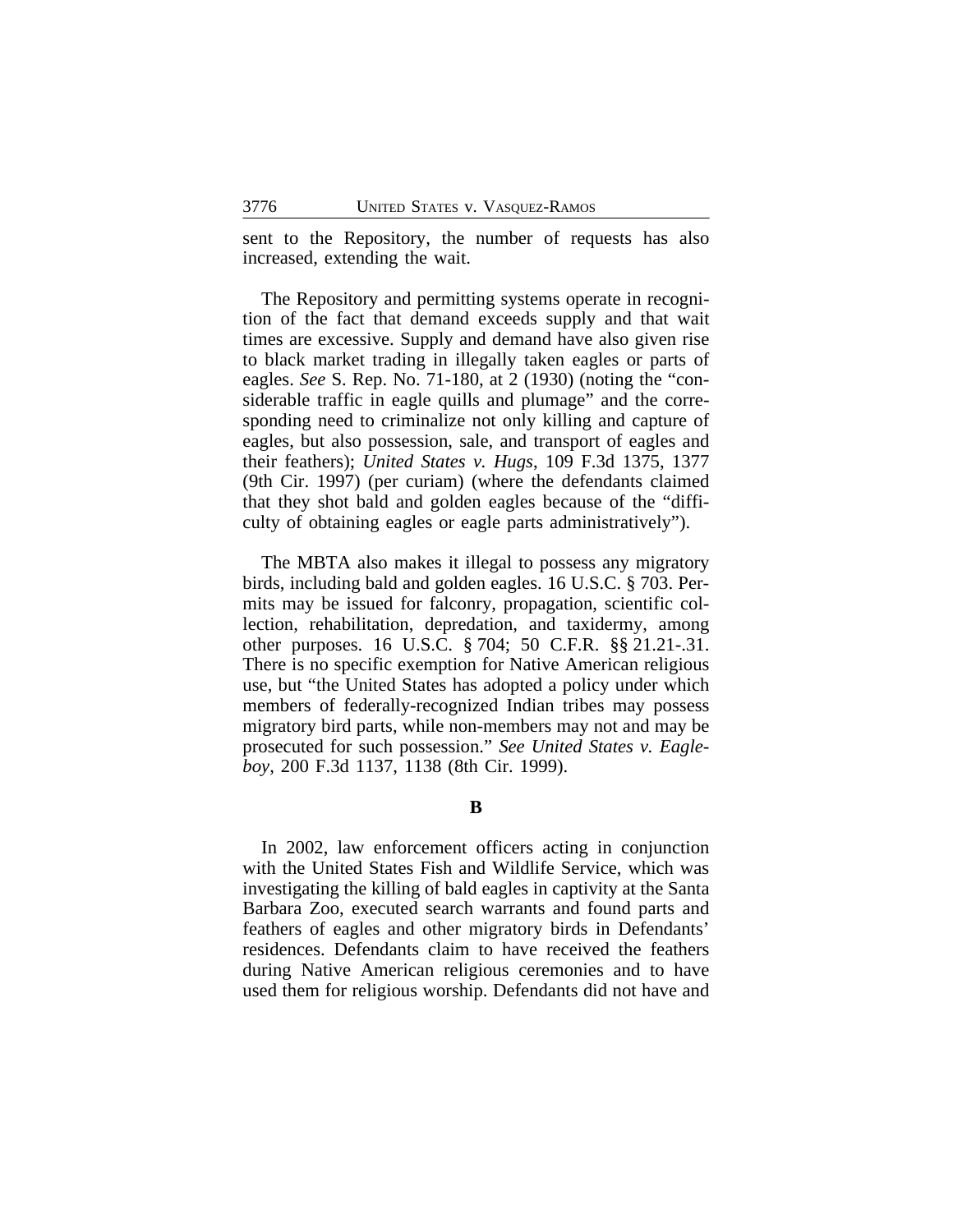sent to the Repository, the number of requests has also increased, extending the wait.

The Repository and permitting systems operate in recognition of the fact that demand exceeds supply and that wait times are excessive. Supply and demand have also given rise to black market trading in illegally taken eagles or parts of eagles. *See* S. Rep. No. 71-180, at 2 (1930) (noting the "considerable traffic in eagle quills and plumage" and the corresponding need to criminalize not only killing and capture of eagles, but also possession, sale, and transport of eagles and their feathers); *United States v. Hugs*, 109 F.3d 1375, 1377 (9th Cir. 1997) (per curiam) (where the defendants claimed that they shot bald and golden eagles because of the "difficulty of obtaining eagles or eagle parts administratively").

The MBTA also makes it illegal to possess any migratory birds, including bald and golden eagles. 16 U.S.C. § 703. Permits may be issued for falconry, propagation, scientific collection, rehabilitation, depredation, and taxidermy, among other purposes. 16 U.S.C. § 704; 50 C.F.R. §§ 21.21-.31. There is no specific exemption for Native American religious use, but "the United States has adopted a policy under which members of federally-recognized Indian tribes may possess migratory bird parts, while non-members may not and may be prosecuted for such possession." *See United States v. Eagleboy*, 200 F.3d 1137, 1138 (8th Cir. 1999).

**B**

In 2002, law enforcement officers acting in conjunction with the United States Fish and Wildlife Service, which was investigating the killing of bald eagles in captivity at the Santa Barbara Zoo, executed search warrants and found parts and feathers of eagles and other migratory birds in Defendants' residences. Defendants claim to have received the feathers during Native American religious ceremonies and to have used them for religious worship. Defendants did not have and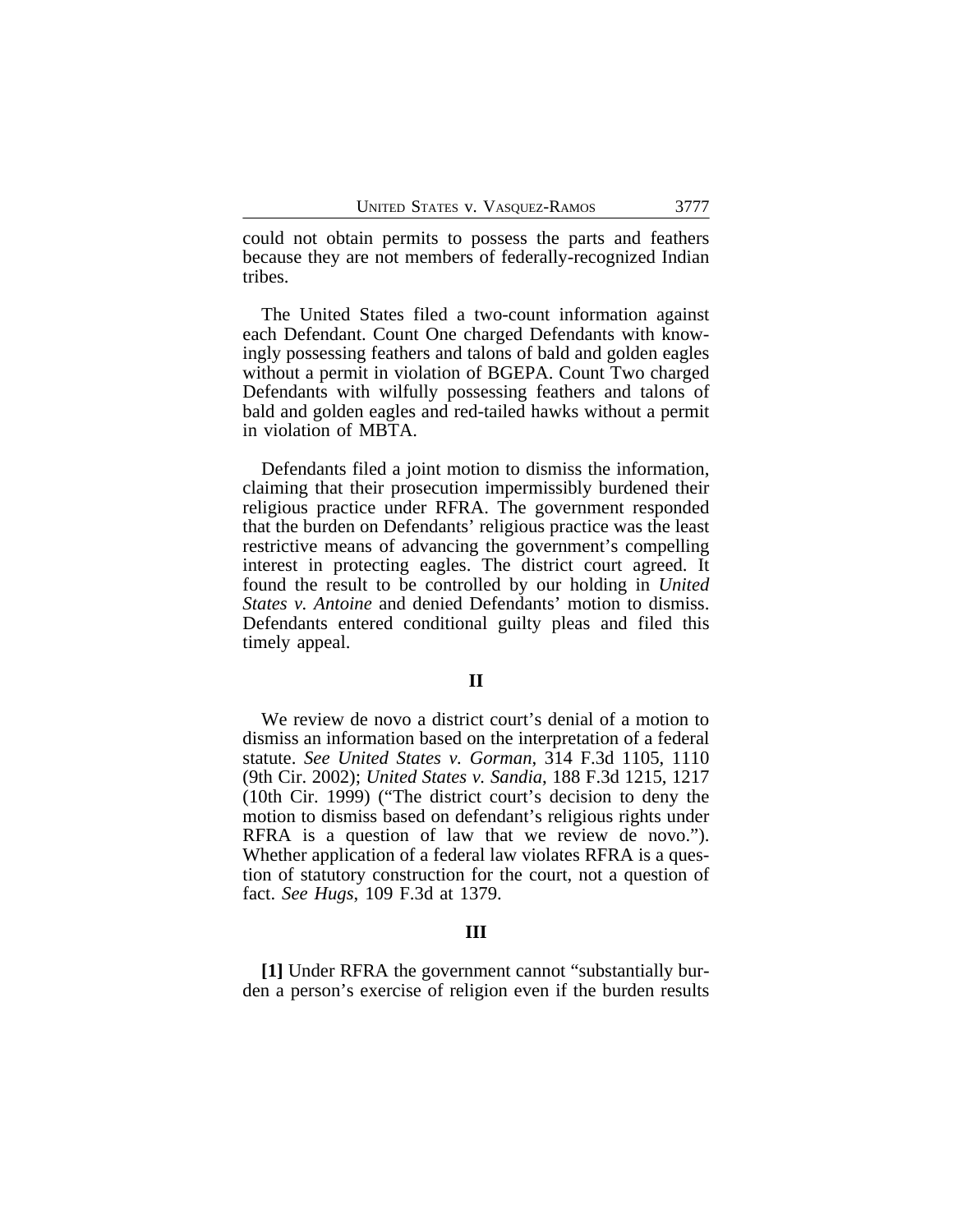could not obtain permits to possess the parts and feathers because they are not members of federally-recognized Indian tribes.

The United States filed a two-count information against each Defendant. Count One charged Defendants with knowingly possessing feathers and talons of bald and golden eagles without a permit in violation of BGEPA. Count Two charged Defendants with wilfully possessing feathers and talons of bald and golden eagles and red-tailed hawks without a permit in violation of MBTA.

Defendants filed a joint motion to dismiss the information, claiming that their prosecution impermissibly burdened their religious practice under RFRA. The government responded that the burden on Defendants' religious practice was the least restrictive means of advancing the government's compelling interest in protecting eagles. The district court agreed. It found the result to be controlled by our holding in *United States v. Antoine* and denied Defendants' motion to dismiss. Defendants entered conditional guilty pleas and filed this timely appeal.

## II

We review de novo a district court's denial of a motion to dismiss an information based on the interpretation of a federal statute. *See United States v. Gorman*, 314 F.3d 1105, 1110 (9th Cir. 2002); *United States v. Sandia*, 188 F.3d 1215, 1217 (10th Cir. 1999) ("The district court's decision to deny the motion to dismiss based on defendant's religious rights under RFRA is a question of law that we review de novo."). Whether application of a federal law violates RFRA is a question of statutory construction for the court, not a question of fact. *See Hugs*, 109 F.3d at 1379.

## III

**[1]** Under RFRA the government cannot "substantially burden a person's exercise of religion even if the burden results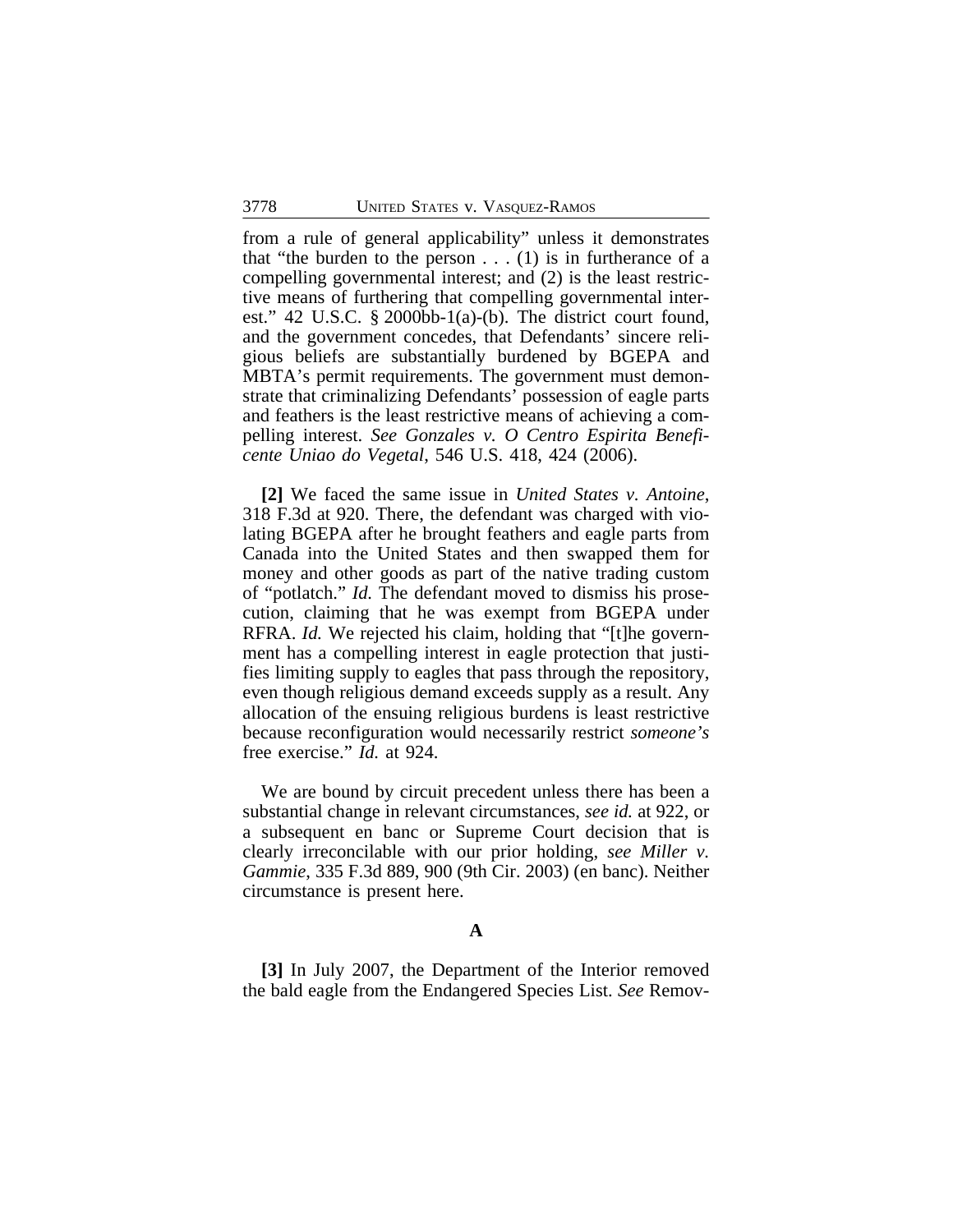from a rule of general applicability" unless it demonstrates that "the burden to the person . . . (1) is in furtherance of a compelling governmental interest; and (2) is the least restrictive means of furthering that compelling governmental interest." 42 U.S.C. § 2000bb-1(a)-(b). The district court found, and the government concedes, that Defendants' sincere religious beliefs are substantially burdened by BGEPA and MBTA's permit requirements. The government must demonstrate that criminalizing Defendants' possession of eagle parts and feathers is the least restrictive means of achieving a compelling interest. *See Gonzales v. O Centro Espirita Beneficente Uniao do Vegetal*, 546 U.S. 418, 424 (2006).

**[2]** We faced the same issue in *United States v. Antoine*, 318 F.3d at 920. There, the defendant was charged with violating BGEPA after he brought feathers and eagle parts from Canada into the United States and then swapped them for money and other goods as part of the native trading custom of "potlatch." *Id.* The defendant moved to dismiss his prosecution, claiming that he was exempt from BGEPA under RFRA. *Id.* We rejected his claim, holding that "[t]he government has a compelling interest in eagle protection that justifies limiting supply to eagles that pass through the repository, even though religious demand exceeds supply as a result. Any allocation of the ensuing religious burdens is least restrictive because reconfiguration would necessarily restrict *someone's* free exercise." *Id.* at 924.

We are bound by circuit precedent unless there has been a substantial change in relevant circumstances, *see id.* at 922, or a subsequent en banc or Supreme Court decision that is clearly irreconcilable with our prior holding, *see Miller v. Gammie*, 335 F.3d 889, 900 (9th Cir. 2003) (en banc). Neither circumstance is present here.

### A

**[3]** In July 2007, the Department of the Interior removed the bald eagle from the Endangered Species List. *See* Remov-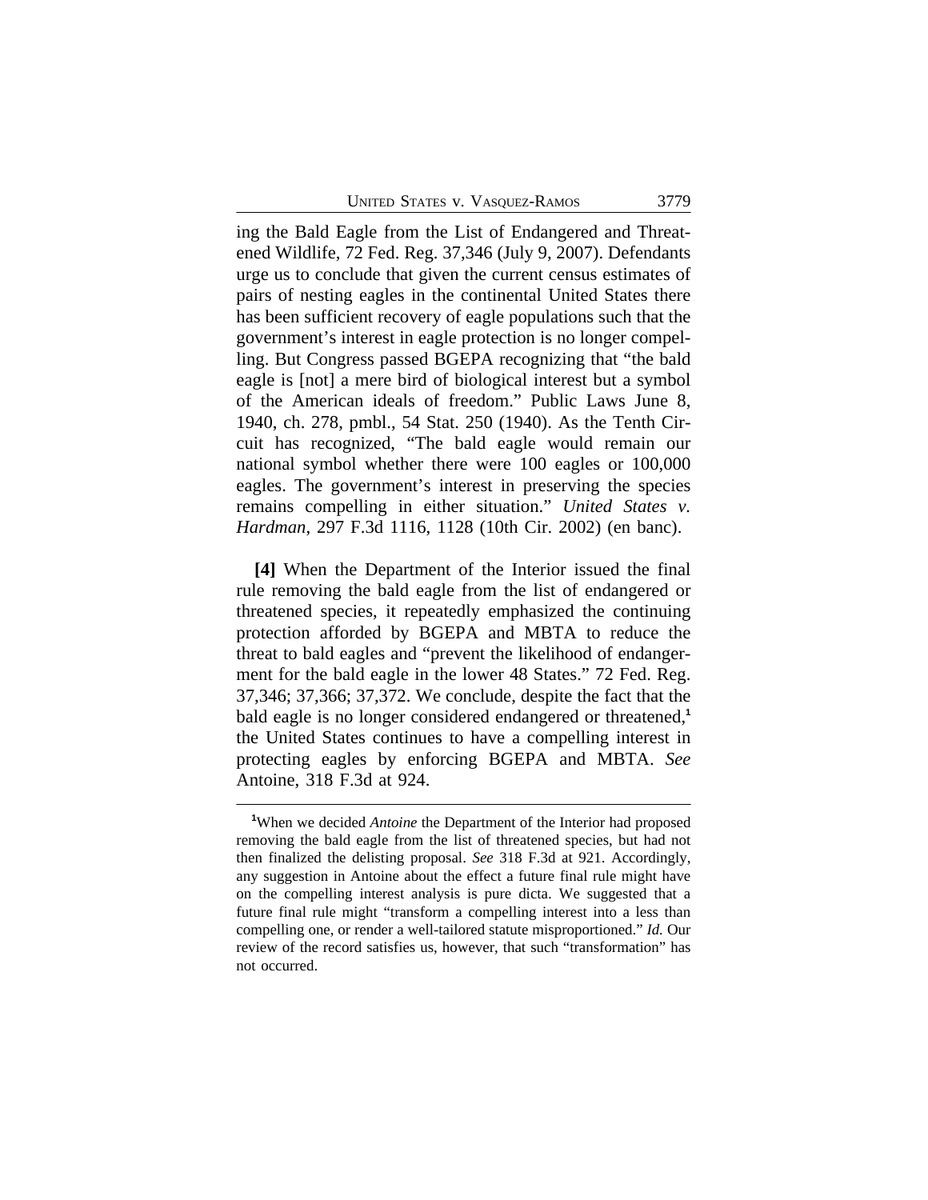ing the Bald Eagle from the List of Endangered and Threatened Wildlife, 72 Fed. Reg. 37,346 (July 9, 2007). Defendants urge us to conclude that given the current census estimates of pairs of nesting eagles in the continental United States there has been sufficient recovery of eagle populations such that the government's interest in eagle protection is no longer compelling. But Congress passed BGEPA recognizing that "the bald eagle is [not] a mere bird of biological interest but a symbol of the American ideals of freedom." Public Laws June 8, 1940, ch. 278, pmbl., 54 Stat. 250 (1940). As the Tenth Circuit has recognized, "The bald eagle would remain our national symbol whether there were 100 eagles or 100,000 eagles. The government's interest in preserving the species remains compelling in either situation." *United States v. Hardman*, 297 F.3d 1116, 1128 (10th Cir. 2002) (en banc).

**[4]** When the Department of the Interior issued the final rule removing the bald eagle from the list of endangered or threatened species, it repeatedly emphasized the continuing protection afforded by BGEPA and MBTA to reduce the threat to bald eagles and "prevent the likelihood of endangerment for the bald eagle in the lower 48 States." 72 Fed. Reg. 37,346; 37,366; 37,372. We conclude, despite the fact that the bald eagle is no longer considered endangered or threatened,[1] the United States continues to have a compelling interest in protecting eagles by enforcing BGEPA and MBTA. *See* Antoine, 318 F.3d at 924.

[1]When we decided *Antoine* the Department of the Interior had proposed removing the bald eagle from the list of threatened species, but had not then finalized the delisting proposal. *See* 318 F.3d at 921. Accordingly, any suggestion in Antoine about the effect a future final rule might have on the compelling interest analysis is pure dicta. We suggested that a future final rule might "transform a compelling interest into a less than compelling one, or render a well-tailored statute misproportioned." *Id.* Our review of the record satisfies us, however, that such "transformation" has not occurred.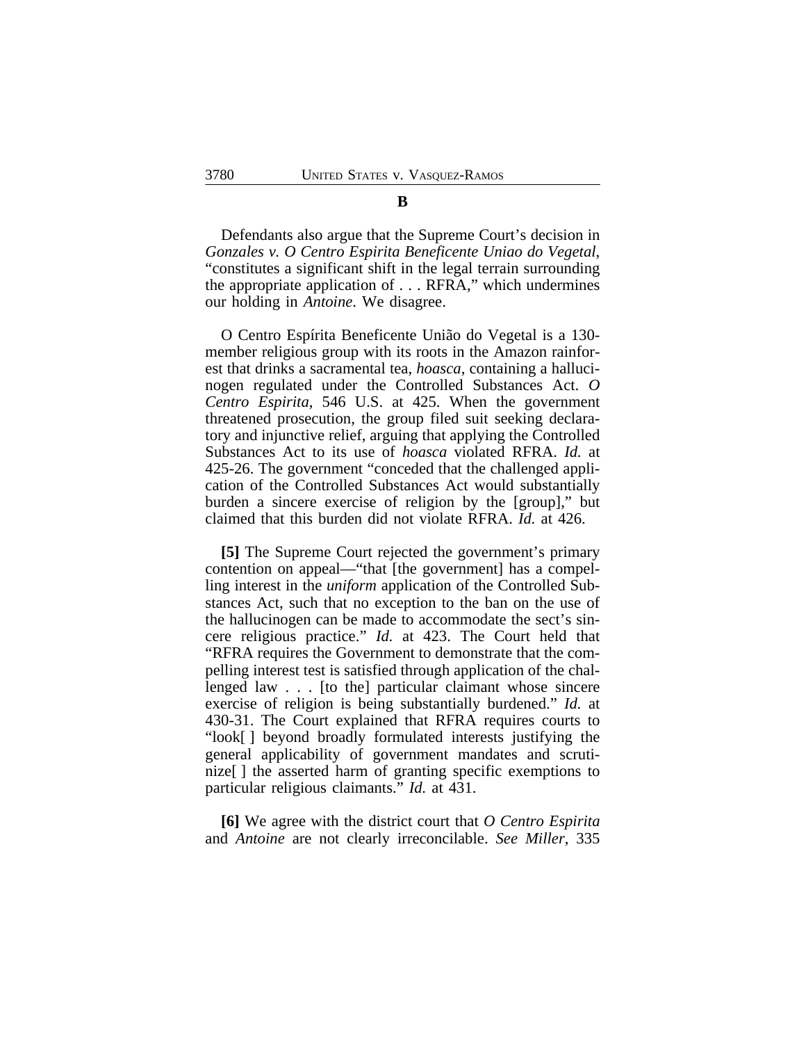### B

Defendants also argue that the Supreme Court's decision in *Gonzales v. O Centro Espirita Beneficente Uniao do Vegetal*, "constitutes a significant shift in the legal terrain surrounding the appropriate application of . . . RFRA," which undermines our holding in *Antoine*. We disagree.

O Centro Espírita Beneficente União do Vegetal is a 130-member religious group with its roots in the Amazon rainforest that drinks a sacramental tea, *hoasca*, containing a hallucinogen regulated under the Controlled Substances Act. *O Centro Espirita*, 546 U.S. at 425. When the government threatened prosecution, the group filed suit seeking declaratory and injunctive relief, arguing that applying the Controlled Substances Act to its use of *hoasca* violated RFRA. *Id.* at 425-26. The government "conceded that the challenged application of the Controlled Substances Act would substantially burden a sincere exercise of religion by the [group]," but claimed that this burden did not violate RFRA. *Id.* at 426.

**[5]** The Supreme Court rejected the government's primary contention on appeal—"that [the government] has a compelling interest in the *uniform* application of the Controlled Substances Act, such that no exception to the ban on the use of the hallucinogen can be made to accommodate the sect's sincere religious practice." *Id.* at 423. The Court held that "RFRA requires the Government to demonstrate that the compelling interest test is satisfied through application of the challenged law . . . [to the] particular claimant whose sincere exercise of religion is being substantially burdened." *Id.* at 430-31. The Court explained that RFRA requires courts to "look[ ] beyond broadly formulated interests justifying the general applicability of government mandates and scrutinize[ ] the asserted harm of granting specific exemptions to particular religious claimants." *Id.* at 431.

**[6]** We agree with the district court that *O Centro Espirita* and *Antoine* are not clearly irreconcilable. *See Miller*, 335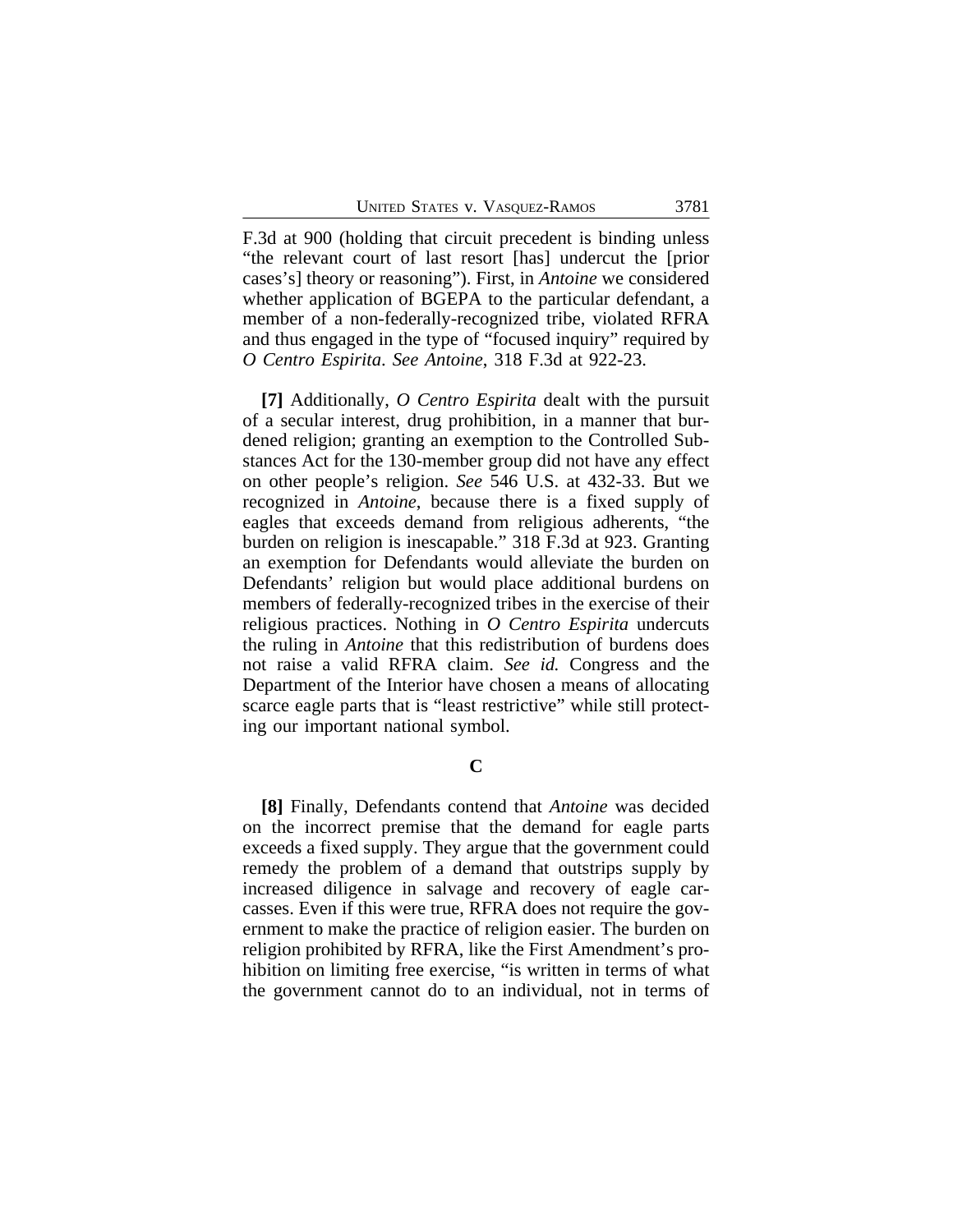F.3d at 900 (holding that circuit precedent is binding unless "the relevant court of last resort [has] undercut the [prior cases's] theory or reasoning"). First, in *Antoine* we considered whether application of BGEPA to the particular defendant, a member of a non-federally-recognized tribe, violated RFRA and thus engaged in the type of "focused inquiry" required by *O Centro Espirita*. *See Antoine*, 318 F.3d at 922-23.

**[7]** Additionally, *O Centro Espirita* dealt with the pursuit of a secular interest, drug prohibition, in a manner that burdened religion; granting an exemption to the Controlled Substances Act for the 130-member group did not have any effect on other people's religion. *See* 546 U.S. at 432-33. But we recognized in *Antoine*, because there is a fixed supply of eagles that exceeds demand from religious adherents, "the burden on religion is inescapable." 318 F.3d at 923. Granting an exemption for Defendants would alleviate the burden on Defendants' religion but would place additional burdens on members of federally-recognized tribes in the exercise of their religious practices. Nothing in *O Centro Espirita* undercuts the ruling in *Antoine* that this redistribution of burdens does not raise a valid RFRA claim. *See id.* Congress and the Department of the Interior have chosen a means of allocating scarce eagle parts that is "least restrictive" while still protecting our important national symbol.

### C

**[8]** Finally, Defendants contend that *Antoine* was decided on the incorrect premise that the demand for eagle parts exceeds a fixed supply. They argue that the government could remedy the problem of a demand that outstrips supply by increased diligence in salvage and recovery of eagle carcasses. Even if this were true, RFRA does not require the government to make the practice of religion easier. The burden on religion prohibited by RFRA, like the First Amendment's prohibition on limiting free exercise, "is written in terms of what the government cannot do to an individual, not in terms of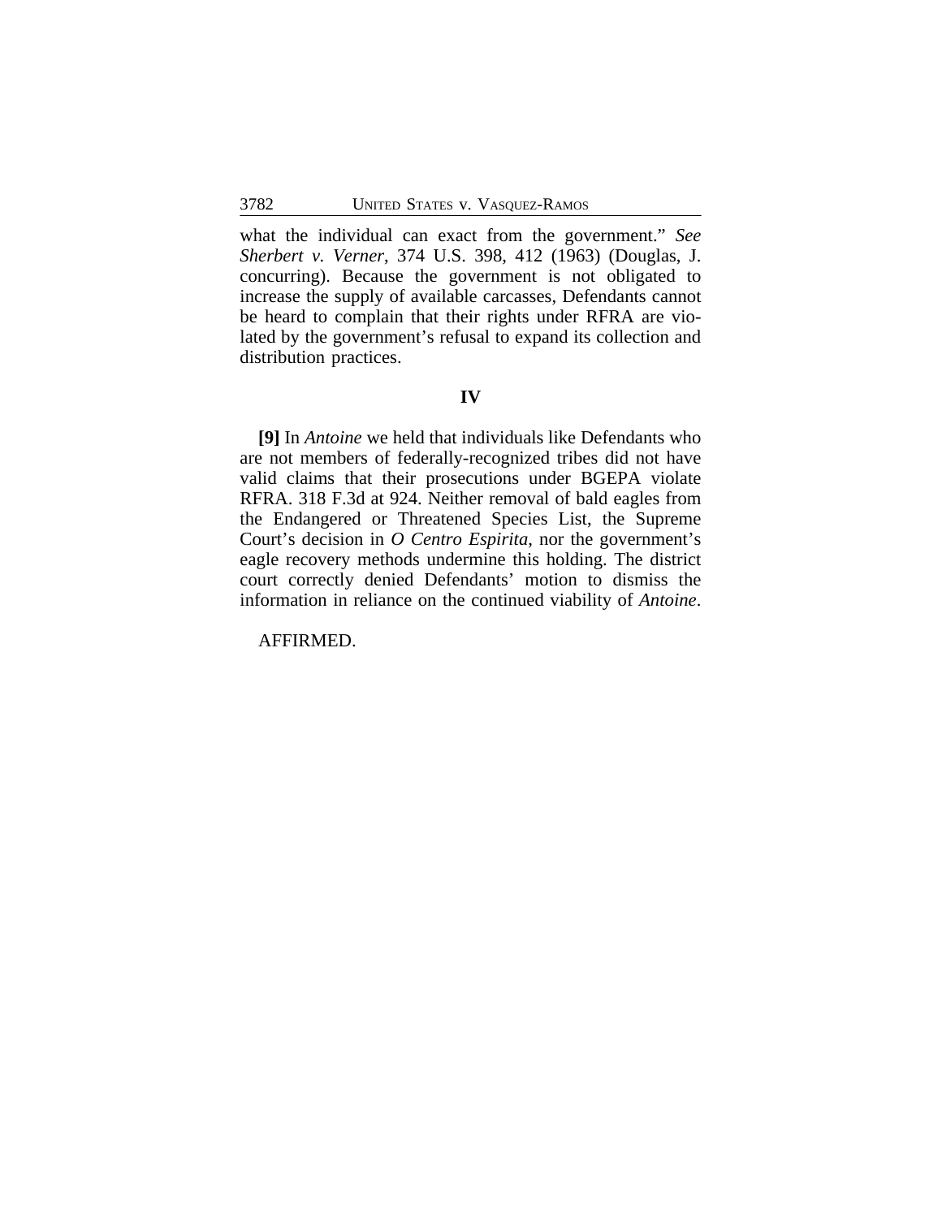what the individual can exact from the government." *See Sherbert v. Verner*, 374 U.S. 398, 412 (1963) (Douglas, J. concurring). Because the government is not obligated to increase the supply of available carcasses, Defendants cannot be heard to complain that their rights under RFRA are violated by the government's refusal to expand its collection and distribution practices.

## IV

**[9]** In *Antoine* we held that individuals like Defendants who are not members of federally-recognized tribes did not have valid claims that their prosecutions under BGEPA violate RFRA. 318 F.3d at 924. Neither removal of bald eagles from the Endangered or Threatened Species List, the Supreme Court's decision in *O Centro Espirita*, nor the government's eagle recovery methods undermine this holding. The district court correctly denied Defendants' motion to dismiss the information in reliance on the continued viability of *Antoine*.

AFFIRMED.